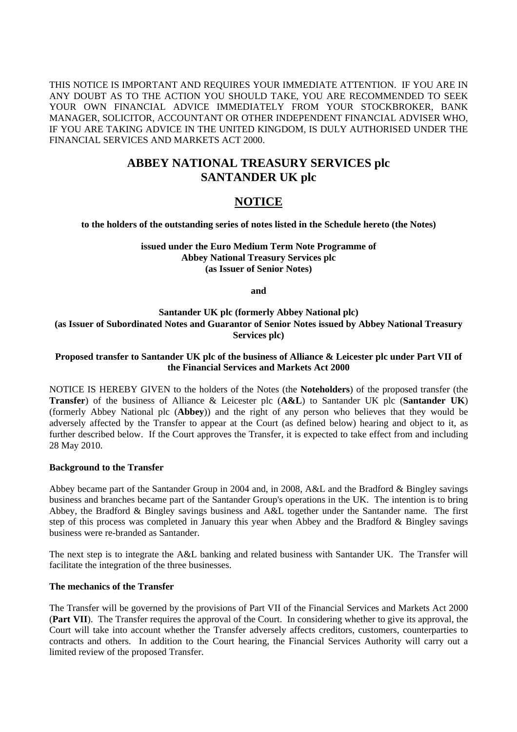THIS NOTICE IS IMPORTANT AND REQUIRES YOUR IMMEDIATE ATTENTION. IF YOU ARE IN ANY DOUBT AS TO THE ACTION YOU SHOULD TAKE, YOU ARE RECOMMENDED TO SEEK YOUR OWN FINANCIAL ADVICE IMMEDIATELY FROM YOUR STOCKBROKER, BANK MANAGER, SOLICITOR, ACCOUNTANT OR OTHER INDEPENDENT FINANCIAL ADVISER WHO, IF YOU ARE TAKING ADVICE IN THE UNITED KINGDOM, IS DULY AUTHORISED UNDER THE FINANCIAL SERVICES AND MARKETS ACT 2000.

# ABBEY NATIONAL TREASURY SERVICES plc
# SANTANDER UK plc

## NOTICE

**to the holders of the outstanding series of notes listed in the Schedule hereto (the Notes)**

**issued under the Euro Medium Term Note Programme of**
**Abbey National Treasury Services plc**
**(as Issuer of Senior Notes)**

**and**

**Santander UK plc (formerly Abbey National plc)**
**(as Issuer of Subordinated Notes and Guarantor of Senior Notes issued by Abbey National Treasury Services plc)**

**Proposed transfer to Santander UK plc of the business of Alliance & Leicester plc under Part VII of the Financial Services and Markets Act 2000**

NOTICE IS HEREBY GIVEN to the holders of the Notes (the **Noteholders**) of the proposed transfer (the **Transfer**) of the business of Alliance & Leicester plc (**A&L**) to Santander UK plc (**Santander UK**) (formerly Abbey National plc (**Abbey**)) and the right of any person who believes that they would be adversely affected by the Transfer to appear at the Court (as defined below) hearing and object to it, as further described below. If the Court approves the Transfer, it is expected to take effect from and including 28 May 2010.

**Background to the Transfer**

Abbey became part of the Santander Group in 2004 and, in 2008, A&L and the Bradford & Bingley savings business and branches became part of the Santander Group's operations in the UK. The intention is to bring Abbey, the Bradford & Bingley savings business and A&L together under the Santander name. The first step of this process was completed in January this year when Abbey and the Bradford & Bingley savings business were re-branded as Santander.

The next step is to integrate the A&L banking and related business with Santander UK. The Transfer will facilitate the integration of the three businesses.

**The mechanics of the Transfer**

The Transfer will be governed by the provisions of Part VII of the Financial Services and Markets Act 2000 (**Part VII**). The Transfer requires the approval of the Court. In considering whether to give its approval, the Court will take into account whether the Transfer adversely affects creditors, customers, counterparties to contracts and others. In addition to the Court hearing, the Financial Services Authority will carry out a limited review of the proposed Transfer.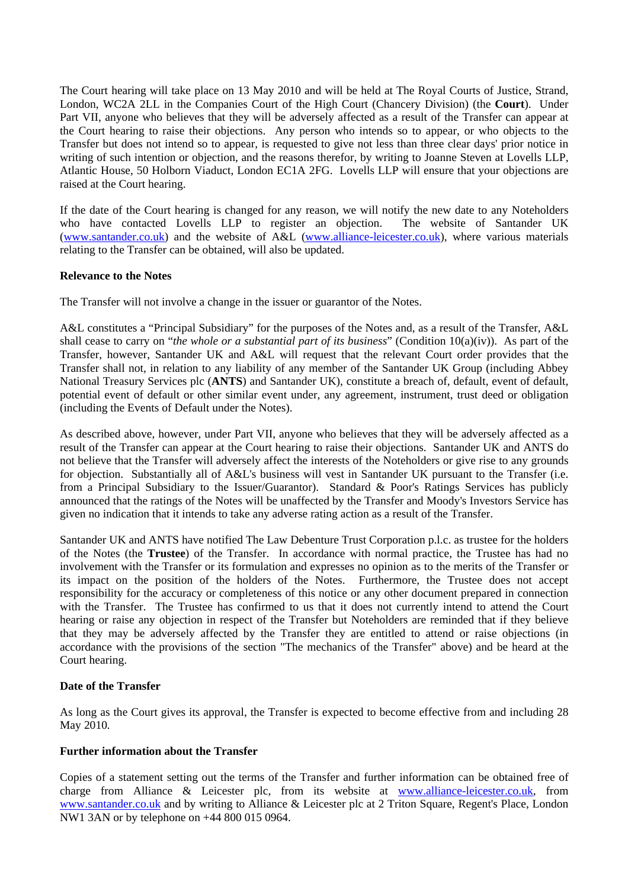The Court hearing will take place on 13 May 2010 and will be held at The Royal Courts of Justice, Strand, London, WC2A 2LL in the Companies Court of the High Court (Chancery Division) (the **Court**). Under Part VII, anyone who believes that they will be adversely affected as a result of the Transfer can appear at the Court hearing to raise their objections. Any person who intends so to appear, or who objects to the Transfer but does not intend so to appear, is requested to give not less than three clear days' prior notice in writing of such intention or objection, and the reasons therefor, by writing to Joanne Steven at Lovells LLP, Atlantic House, 50 Holborn Viaduct, London EC1A 2FG. Lovells LLP will ensure that your objections are raised at the Court hearing.

If the date of the Court hearing is changed for any reason, we will notify the new date to any Noteholders who have contacted Lovells LLP to register an objection. The website of Santander UK (www.santander.co.uk) and the website of A&L (www.alliance-leicester.co.uk), where various materials relating to the Transfer can be obtained, will also be updated.

**Relevance to the Notes**

The Transfer will not involve a change in the issuer or guarantor of the Notes.

A&L constitutes a "Principal Subsidiary" for the purposes of the Notes and, as a result of the Transfer, A&L shall cease to carry on "*the whole or a substantial part of its business*" (Condition 10(a)(iv)). As part of the Transfer, however, Santander UK and A&L will request that the relevant Court order provides that the Transfer shall not, in relation to any liability of any member of the Santander UK Group (including Abbey National Treasury Services plc (**ANTS**) and Santander UK), constitute a breach of, default, event of default, potential event of default or other similar event under, any agreement, instrument, trust deed or obligation (including the Events of Default under the Notes).

As described above, however, under Part VII, anyone who believes that they will be adversely affected as a result of the Transfer can appear at the Court hearing to raise their objections. Santander UK and ANTS do not believe that the Transfer will adversely affect the interests of the Noteholders or give rise to any grounds for objection. Substantially all of A&L's business will vest in Santander UK pursuant to the Transfer (i.e. from a Principal Subsidiary to the Issuer/Guarantor). Standard & Poor's Ratings Services has publicly announced that the ratings of the Notes will be unaffected by the Transfer and Moody's Investors Service has given no indication that it intends to take any adverse rating action as a result of the Transfer.

Santander UK and ANTS have notified The Law Debenture Trust Corporation p.l.c. as trustee for the holders of the Notes (the **Trustee**) of the Transfer. In accordance with normal practice, the Trustee has had no involvement with the Transfer or its formulation and expresses no opinion as to the merits of the Transfer or its impact on the position of the holders of the Notes. Furthermore, the Trustee does not accept responsibility for the accuracy or completeness of this notice or any other document prepared in connection with the Transfer. The Trustee has confirmed to us that it does not currently intend to attend the Court hearing or raise any objection in respect of the Transfer but Noteholders are reminded that if they believe that they may be adversely affected by the Transfer they are entitled to attend or raise objections (in accordance with the provisions of the section "The mechanics of the Transfer" above) and be heard at the Court hearing.

**Date of the Transfer**

As long as the Court gives its approval, the Transfer is expected to become effective from and including 28 May 2010.

**Further information about the Transfer**

Copies of a statement setting out the terms of the Transfer and further information can be obtained free of charge from Alliance & Leicester plc, from its website at www.alliance-leicester.co.uk, from www.santander.co.uk and by writing to Alliance & Leicester plc at 2 Triton Square, Regent's Place, London NW1 3AN or by telephone on +44 800 015 0964.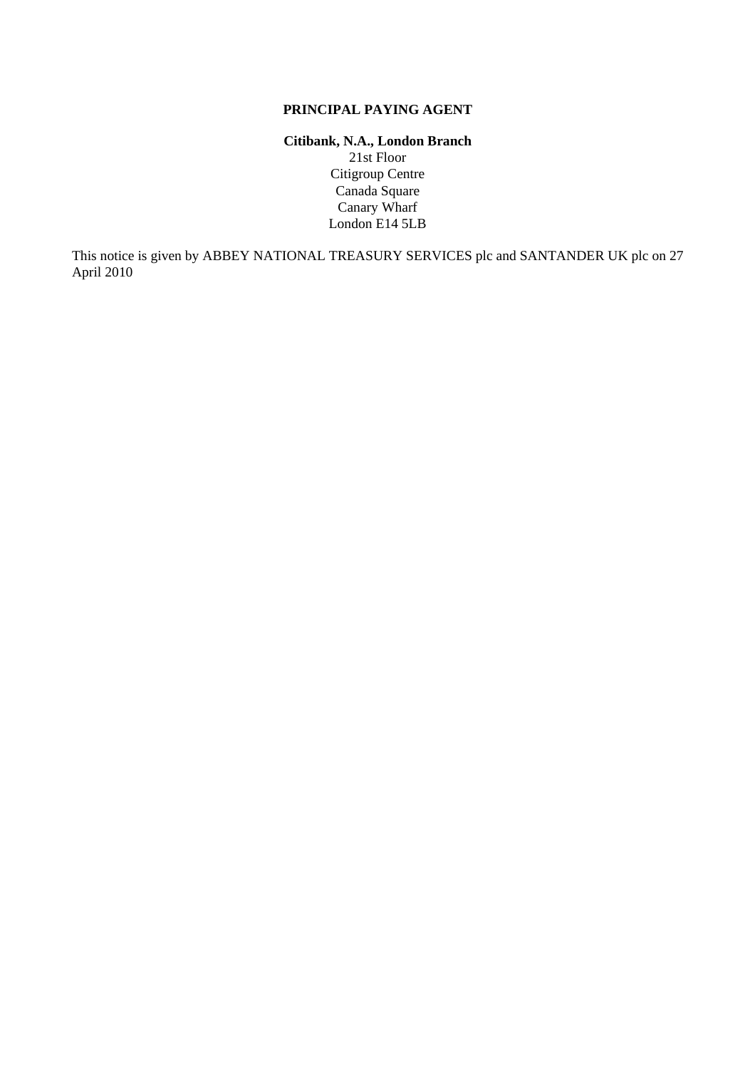**PRINCIPAL PAYING AGENT**

**Citibank, N.A., London Branch**
21st Floor
Citigroup Centre
Canada Square
Canary Wharf
London E14 5LB

This notice is given by ABBEY NATIONAL TREASURY SERVICES plc and SANTANDER UK plc on 27 April 2010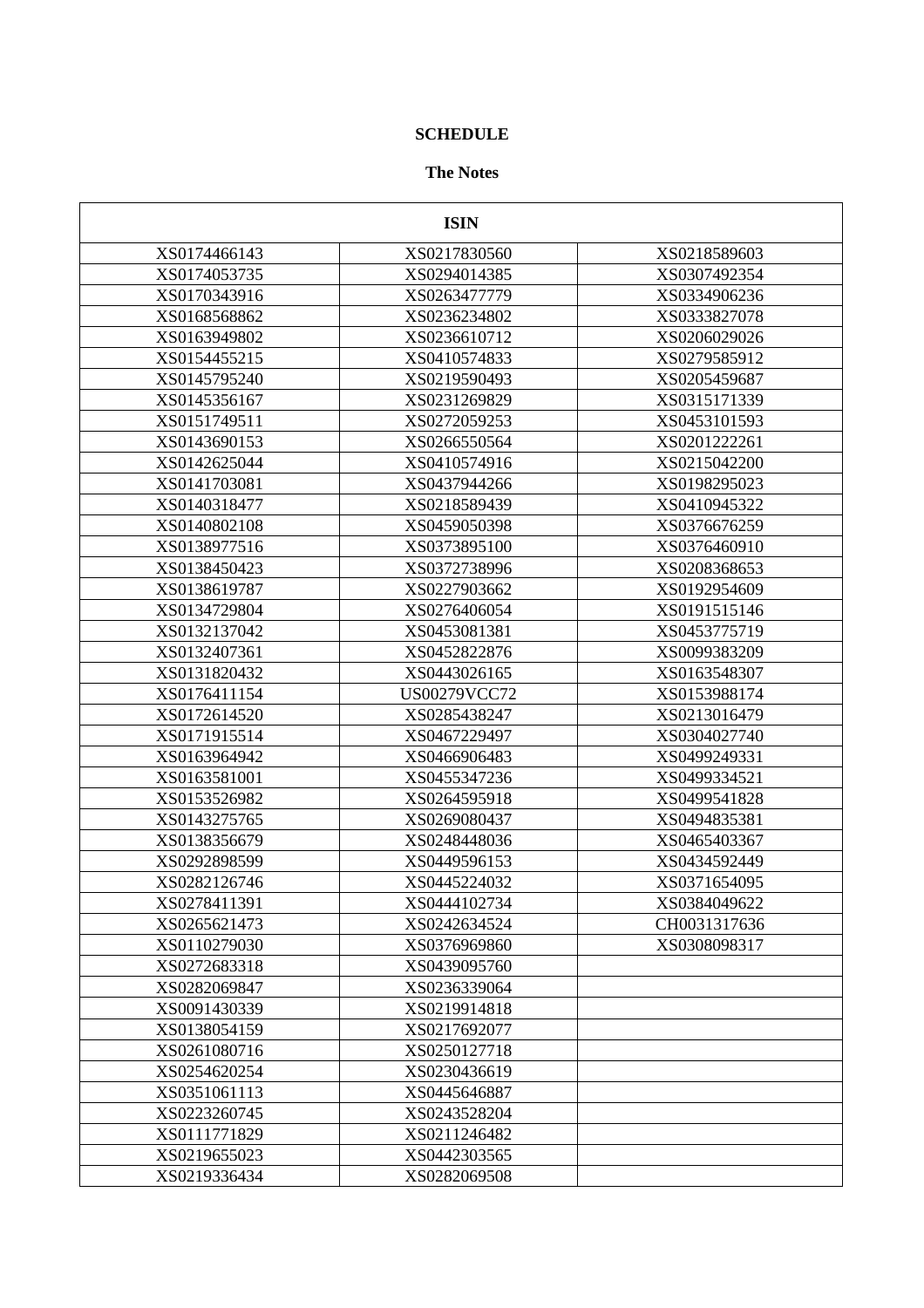**SCHEDULE**

**The Notes**

| ISIN | | |
|---|---|---|
| XS0174466143 | XS0217830560 | XS0218589603 |
| XS0174053735 | XS0294014385 | XS0307492354 |
| XS0170343916 | XS0263477779 | XS0334906236 |
| XS0168568862 | XS0236234802 | XS0333827078 |
| XS0163949802 | XS0236610712 | XS0206029026 |
| XS0154455215 | XS0410574833 | XS0279585912 |
| XS0145795240 | XS0219590493 | XS0205459687 |
| XS0145356167 | XS0231269829 | XS0315171339 |
| XS0151749511 | XS0272059253 | XS0453101593 |
| XS0143690153 | XS0266550564 | XS0201222261 |
| XS0142625044 | XS0410574916 | XS0215042200 |
| XS0141703081 | XS0437944266 | XS0198295023 |
| XS0140318477 | XS0218589439 | XS0410945322 |
| XS0140802108 | XS0459050398 | XS0376676259 |
| XS0138977516 | XS0373895100 | XS0376460910 |
| XS0138450423 | XS0372738996 | XS0208368653 |
| XS0138619787 | XS0227903662 | XS0192954609 |
| XS0134729804 | XS0276406054 | XS0191515146 |
| XS0132137042 | XS0453081381 | XS0453775719 |
| XS0132407361 | XS0452822876 | XS0099383209 |
| XS0131820432 | XS0443026165 | XS0163548307 |
| XS0176411154 | US00279VCC72 | XS0153988174 |
| XS0172614520 | XS0285438247 | XS0213016479 |
| XS0171915514 | XS0467229497 | XS0304027740 |
| XS0163964942 | XS0466906483 | XS0499249331 |
| XS0163581001 | XS0455347236 | XS0499334521 |
| XS0153526982 | XS0264595918 | XS0499541828 |
| XS0143275765 | XS0269080437 | XS0494835381 |
| XS0138356679 | XS0248448036 | XS0465403367 |
| XS0292898599 | XS0449596153 | XS0434592449 |
| XS0282126746 | XS0445224032 | XS0371654095 |
| XS0278411391 | XS0444102734 | XS0384049622 |
| XS0265621473 | XS0242634524 | CH0031317636 |
| XS0110279030 | XS0376969860 | XS0308098317 |
| XS0272683318 | XS0439095760 | |
| XS0282069847 | XS0236339064 | |
| XS0091430339 | XS0219914818 | |
| XS0138054159 | XS0217692077 | |
| XS0261080716 | XS0250127718 | |
| XS0254620254 | XS0230436619 | |
| XS0351061113 | XS0445646887 | |
| XS0223260745 | XS0243528204 | |
| XS0111771829 | XS0211246482 | |
| XS0219655023 | XS0442303565 | |
| XS0219336434 | XS0282069508 | |